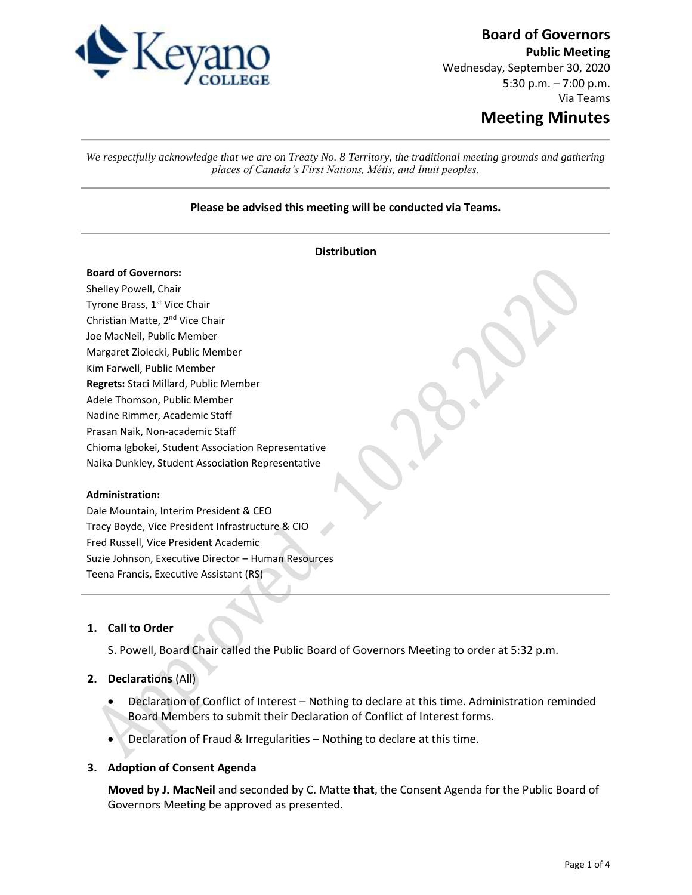# Board of Governors

**Public Meeting**
Wednesday, September 30, 2020
5:30 p.m. – 7:00 p.m.
Via Teams

## Meeting Minutes

*We respectfully acknowledge that we are on Treaty No. 8 Territory, the traditional meeting grounds and gathering places of Canada's First Nations, Métis, and Inuit peoples.*

**Please be advised this meeting will be conducted via Teams.**

**Distribution**

**Board of Governors:**
Shelley Powell, Chair
Tyrone Brass, 1st Vice Chair
Christian Matte, 2nd Vice Chair
Joe MacNeil, Public Member
Margaret Ziolecki, Public Member
Kim Farwell, Public Member
**Regrets:** Staci Millard, Public Member
Adele Thomson, Public Member
Nadine Rimmer, Academic Staff
Prasan Naik, Non-academic Staff
Chioma Igbokei, Student Association Representative
Naika Dunkley, Student Association Representative

**Administration:**
Dale Mountain, Interim President & CEO
Tracy Boyde, Vice President Infrastructure & CIO
Fred Russell, Vice President Academic
Suzie Johnson, Executive Director – Human Resources
Teena Francis, Executive Assistant (RS)

1. **Call to Order**

   S. Powell, Board Chair called the Public Board of Governors Meeting to order at 5:32 p.m.

2. **Declarations** (All)

   - Declaration of Conflict of Interest – Nothing to declare at this time. Administration reminded Board Members to submit their Declaration of Conflict of Interest forms.
   - Declaration of Fraud & Irregularities – Nothing to declare at this time.

3. **Adoption of Consent Agenda**

   **Moved by J. MacNeil** and seconded by C. Matte **that**, the Consent Agenda for the Public Board of Governors Meeting be approved as presented.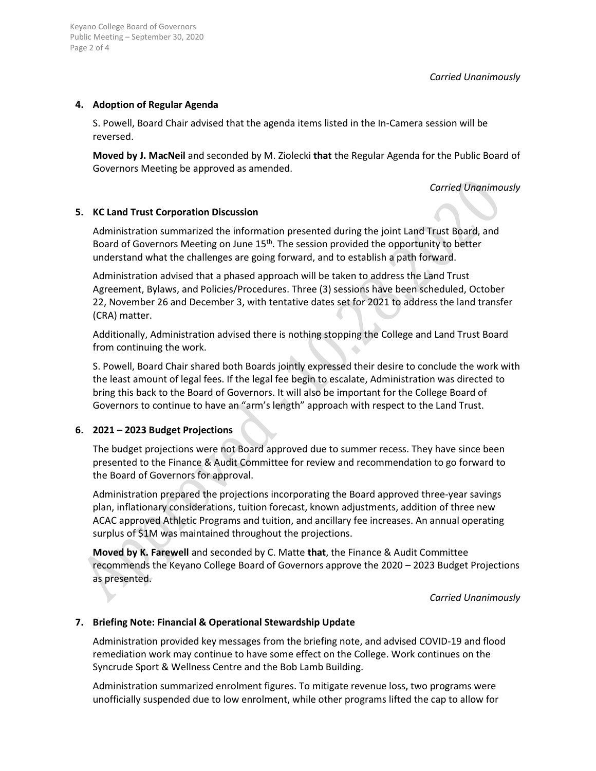*Carried Unanimously*

**4. Adoption of Regular Agenda**

S. Powell, Board Chair advised that the agenda items listed in the In-Camera session will be reversed.

**Moved by J. MacNeil** and seconded by M. Ziolecki **that** the Regular Agenda for the Public Board of Governors Meeting be approved as amended.

*Carried Unanimously*

**5. KC Land Trust Corporation Discussion**

Administration summarized the information presented during the joint Land Trust Board, and Board of Governors Meeting on June 15th. The session provided the opportunity to better understand what the challenges are going forward, and to establish a path forward.

Administration advised that a phased approach will be taken to address the Land Trust Agreement, Bylaws, and Policies/Procedures. Three (3) sessions have been scheduled, October 22, November 26 and December 3, with tentative dates set for 2021 to address the land transfer (CRA) matter.

Additionally, Administration advised there is nothing stopping the College and Land Trust Board from continuing the work.

S. Powell, Board Chair shared both Boards jointly expressed their desire to conclude the work with the least amount of legal fees. If the legal fee begin to escalate, Administration was directed to bring this back to the Board of Governors. It will also be important for the College Board of Governors to continue to have an "arm's length" approach with respect to the Land Trust.

**6. 2021 – 2023 Budget Projections**

The budget projections were not Board approved due to summer recess. They have since been presented to the Finance & Audit Committee for review and recommendation to go forward to the Board of Governors for approval.

Administration prepared the projections incorporating the Board approved three-year savings plan, inflationary considerations, tuition forecast, known adjustments, addition of three new ACAC approved Athletic Programs and tuition, and ancillary fee increases. An annual operating surplus of $1M was maintained throughout the projections.

**Moved by K. Farewell** and seconded by C. Matte **that**, the Finance & Audit Committee recommends the Keyano College Board of Governors approve the 2020 – 2023 Budget Projections as presented.

*Carried Unanimously*

**7. Briefing Note: Financial & Operational Stewardship Update**

Administration provided key messages from the briefing note, and advised COVID-19 and flood remediation work may continue to have some effect on the College. Work continues on the Syncrude Sport & Wellness Centre and the Bob Lamb Building.

Administration summarized enrolment figures. To mitigate revenue loss, two programs were unofficially suspended due to low enrolment, while other programs lifted the cap to allow for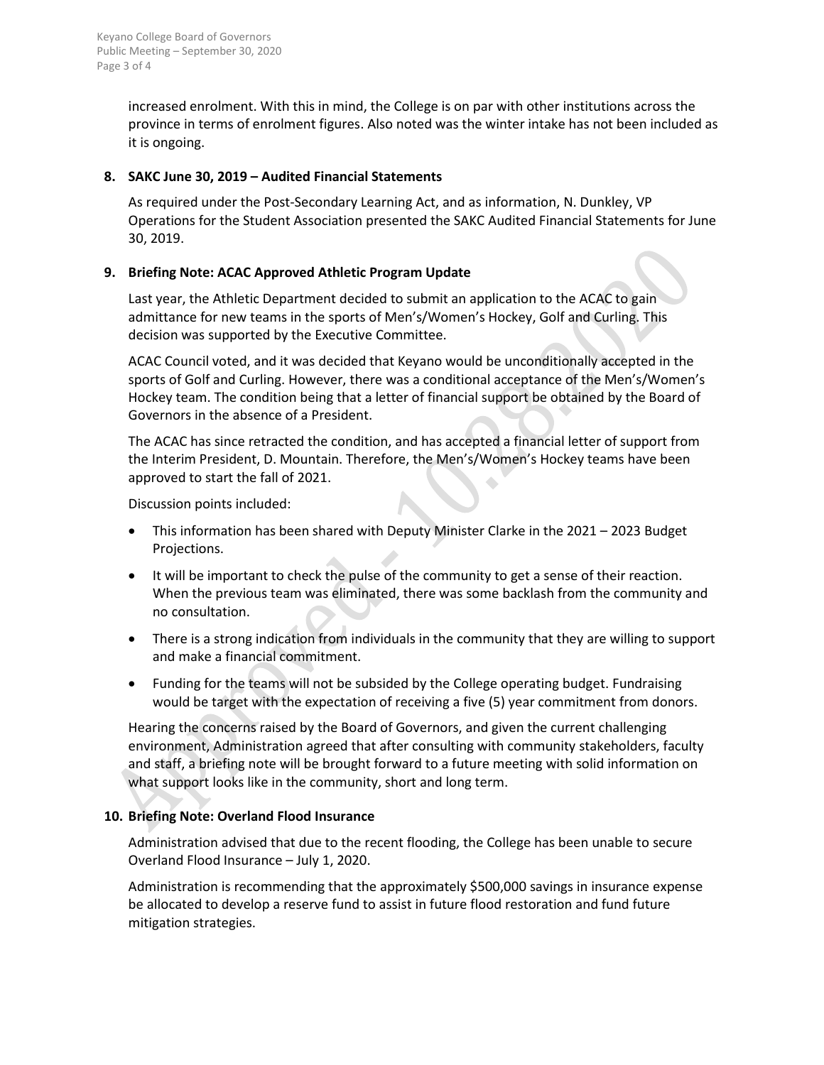increased enrolment. With this in mind, the College is on par with other institutions across the province in terms of enrolment figures. Also noted was the winter intake has not been included as it is ongoing.

**8. SAKC June 30, 2019 – Audited Financial Statements**

As required under the Post-Secondary Learning Act, and as information, N. Dunkley, VP Operations for the Student Association presented the SAKC Audited Financial Statements for June 30, 2019.

**9. Briefing Note: ACAC Approved Athletic Program Update**

Last year, the Athletic Department decided to submit an application to the ACAC to gain admittance for new teams in the sports of Men's/Women's Hockey, Golf and Curling. This decision was supported by the Executive Committee.

ACAC Council voted, and it was decided that Keyano would be unconditionally accepted in the sports of Golf and Curling. However, there was a conditional acceptance of the Men's/Women's Hockey team. The condition being that a letter of financial support be obtained by the Board of Governors in the absence of a President.

The ACAC has since retracted the condition, and has accepted a financial letter of support from the Interim President, D. Mountain. Therefore, the Men's/Women's Hockey teams have been approved to start the fall of 2021.

Discussion points included:

- This information has been shared with Deputy Minister Clarke in the 2021 – 2023 Budget Projections.
- It will be important to check the pulse of the community to get a sense of their reaction. When the previous team was eliminated, there was some backlash from the community and no consultation.
- There is a strong indication from individuals in the community that they are willing to support and make a financial commitment.
- Funding for the teams will not be subsided by the College operating budget. Fundraising would be target with the expectation of receiving a five (5) year commitment from donors.

Hearing the concerns raised by the Board of Governors, and given the current challenging environment, Administration agreed that after consulting with community stakeholders, faculty and staff, a briefing note will be brought forward to a future meeting with solid information on what support looks like in the community, short and long term.

**10. Briefing Note: Overland Flood Insurance**

Administration advised that due to the recent flooding, the College has been unable to secure Overland Flood Insurance – July 1, 2020.

Administration is recommending that the approximately $500,000 savings in insurance expense be allocated to develop a reserve fund to assist in future flood restoration and fund future mitigation strategies.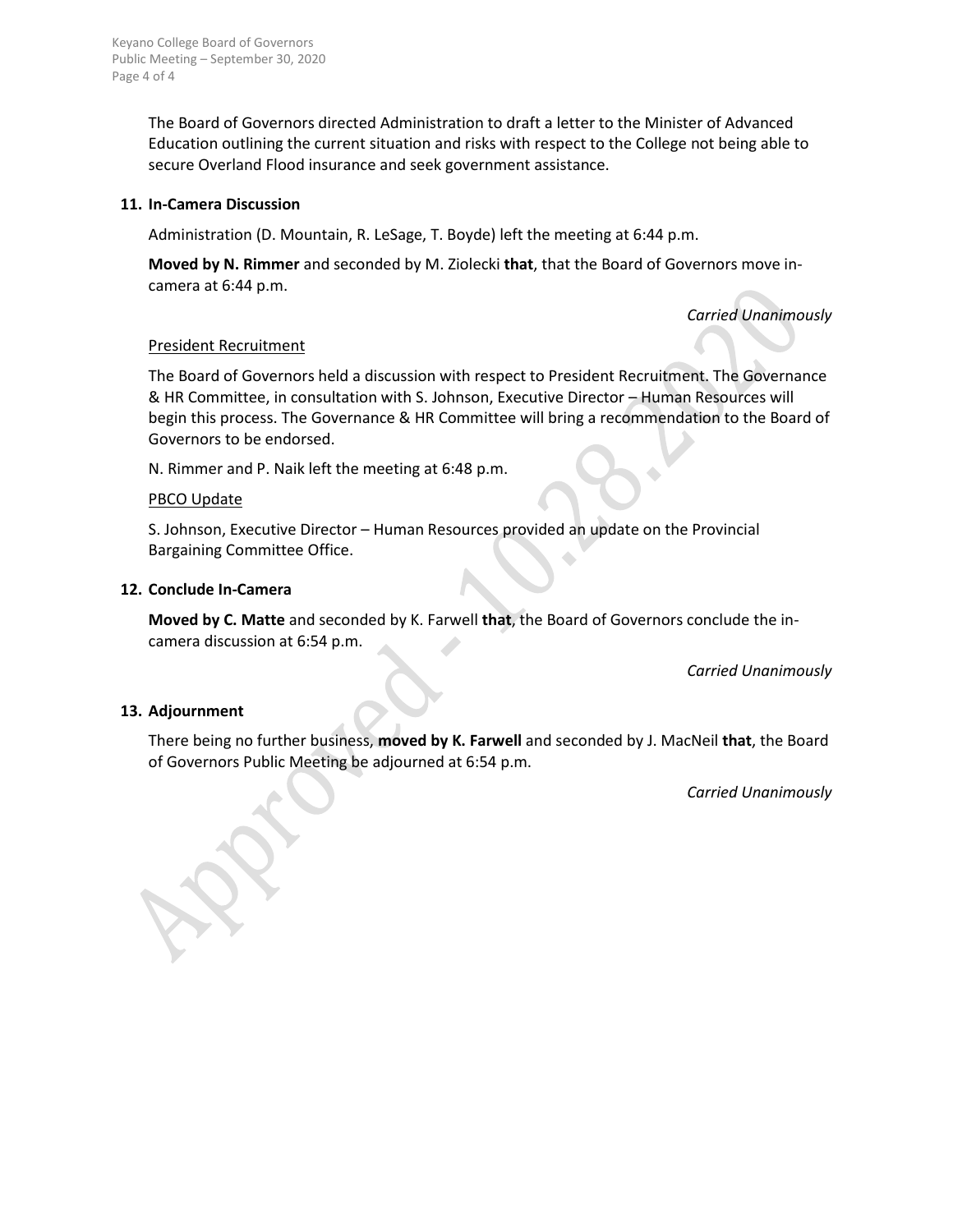The Board of Governors directed Administration to draft a letter to the Minister of Advanced Education outlining the current situation and risks with respect to the College not being able to secure Overland Flood insurance and seek government assistance.

**11. In-Camera Discussion**

Administration (D. Mountain, R. LeSage, T. Boyde) left the meeting at 6:44 p.m.

**Moved by N. Rimmer** and seconded by M. Ziolecki **that**, that the Board of Governors move in-camera at 6:44 p.m.

*Carried Unanimously*

President Recruitment

The Board of Governors held a discussion with respect to President Recruitment. The Governance & HR Committee, in consultation with S. Johnson, Executive Director – Human Resources will begin this process. The Governance & HR Committee will bring a recommendation to the Board of Governors to be endorsed.

N. Rimmer and P. Naik left the meeting at 6:48 p.m.

PBCO Update

S. Johnson, Executive Director – Human Resources provided an update on the Provincial Bargaining Committee Office.

**12. Conclude In-Camera**

**Moved by C. Matte** and seconded by K. Farwell **that**, the Board of Governors conclude the in-camera discussion at 6:54 p.m.

*Carried Unanimously*

**13. Adjournment**

There being no further business, **moved by K. Farwell** and seconded by J. MacNeil **that**, the Board of Governors Public Meeting be adjourned at 6:54 p.m.

*Carried Unanimously*

Approved - 10.28.2020